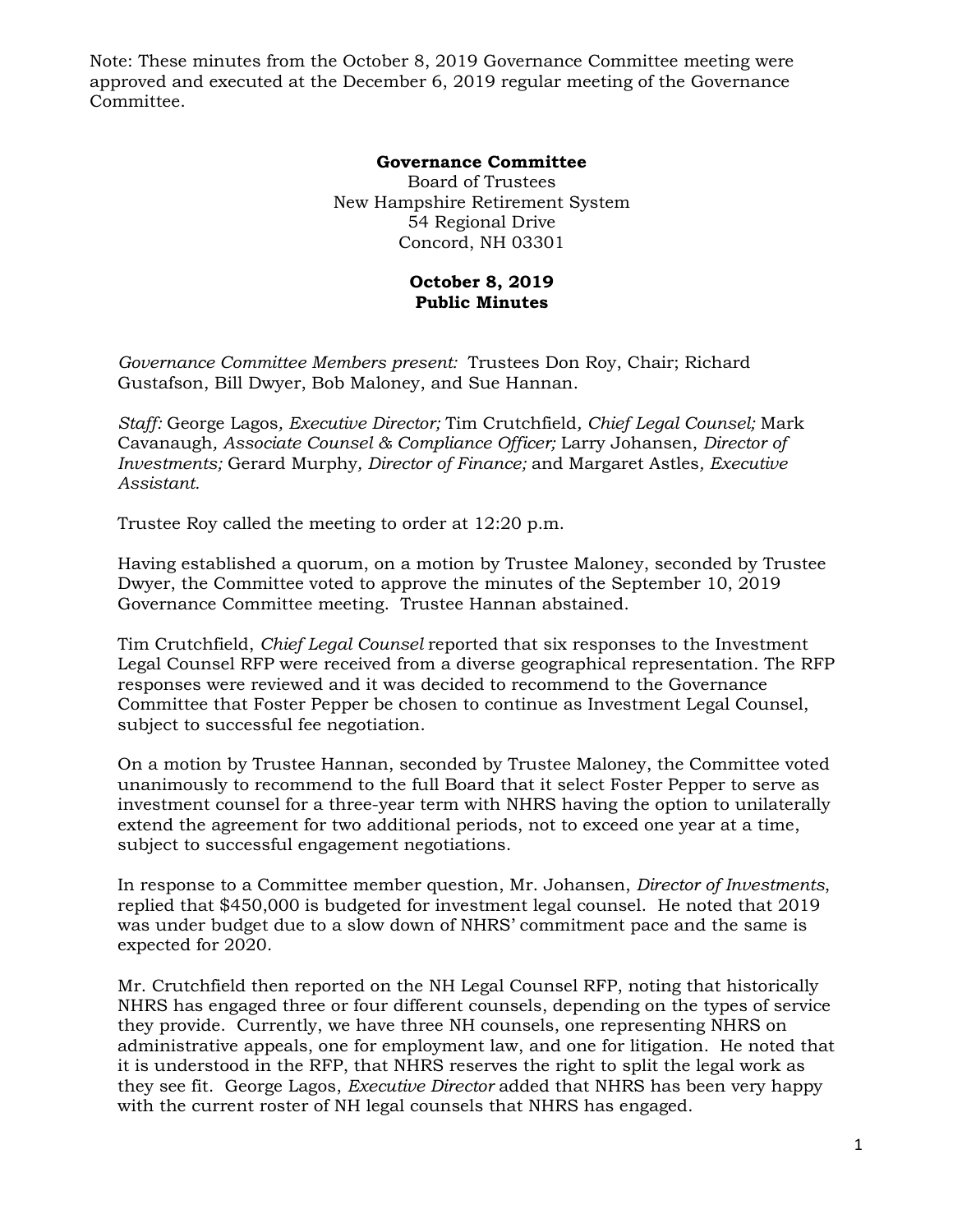Note: These minutes from the October 8, 2019 Governance Committee meeting were approved and executed at the December 6, 2019 regular meeting of the Governance Committee.

**Governance Committee**
Board of Trustees
New Hampshire Retirement System
54 Regional Drive
Concord, NH 03301

**October 8, 2019**
**Public Minutes**

*Governance Committee Members present:* Trustees Don Roy, Chair; Richard Gustafson, Bill Dwyer, Bob Maloney, and Sue Hannan.

*Staff:* George Lagos*, Executive Director;* Tim Crutchfield*, Chief Legal Counsel;* Mark Cavanaugh*, Associate Counsel & Compliance Officer;* Larry Johansen, *Director of Investments;* Gerard Murphy*, Director of Finance;* and Margaret Astles*, Executive Assistant.*

Trustee Roy called the meeting to order at 12:20 p.m.

Having established a quorum, on a motion by Trustee Maloney, seconded by Trustee Dwyer, the Committee voted to approve the minutes of the September 10, 2019 Governance Committee meeting. Trustee Hannan abstained.

Tim Crutchfield, *Chief Legal Counsel* reported that six responses to the Investment Legal Counsel RFP were received from a diverse geographical representation. The RFP responses were reviewed and it was decided to recommend to the Governance Committee that Foster Pepper be chosen to continue as Investment Legal Counsel, subject to successful fee negotiation.

On a motion by Trustee Hannan, seconded by Trustee Maloney, the Committee voted unanimously to recommend to the full Board that it select Foster Pepper to serve as investment counsel for a three-year term with NHRS having the option to unilaterally extend the agreement for two additional periods, not to exceed one year at a time, subject to successful engagement negotiations.

In response to a Committee member question, Mr. Johansen, *Director of Investments*, replied that $450,000 is budgeted for investment legal counsel. He noted that 2019 was under budget due to a slow down of NHRS' commitment pace and the same is expected for 2020.

Mr. Crutchfield then reported on the NH Legal Counsel RFP, noting that historically NHRS has engaged three or four different counsels, depending on the types of service they provide. Currently, we have three NH counsels, one representing NHRS on administrative appeals, one for employment law, and one for litigation. He noted that it is understood in the RFP, that NHRS reserves the right to split the legal work as they see fit. George Lagos, *Executive Director* added that NHRS has been very happy with the current roster of NH legal counsels that NHRS has engaged.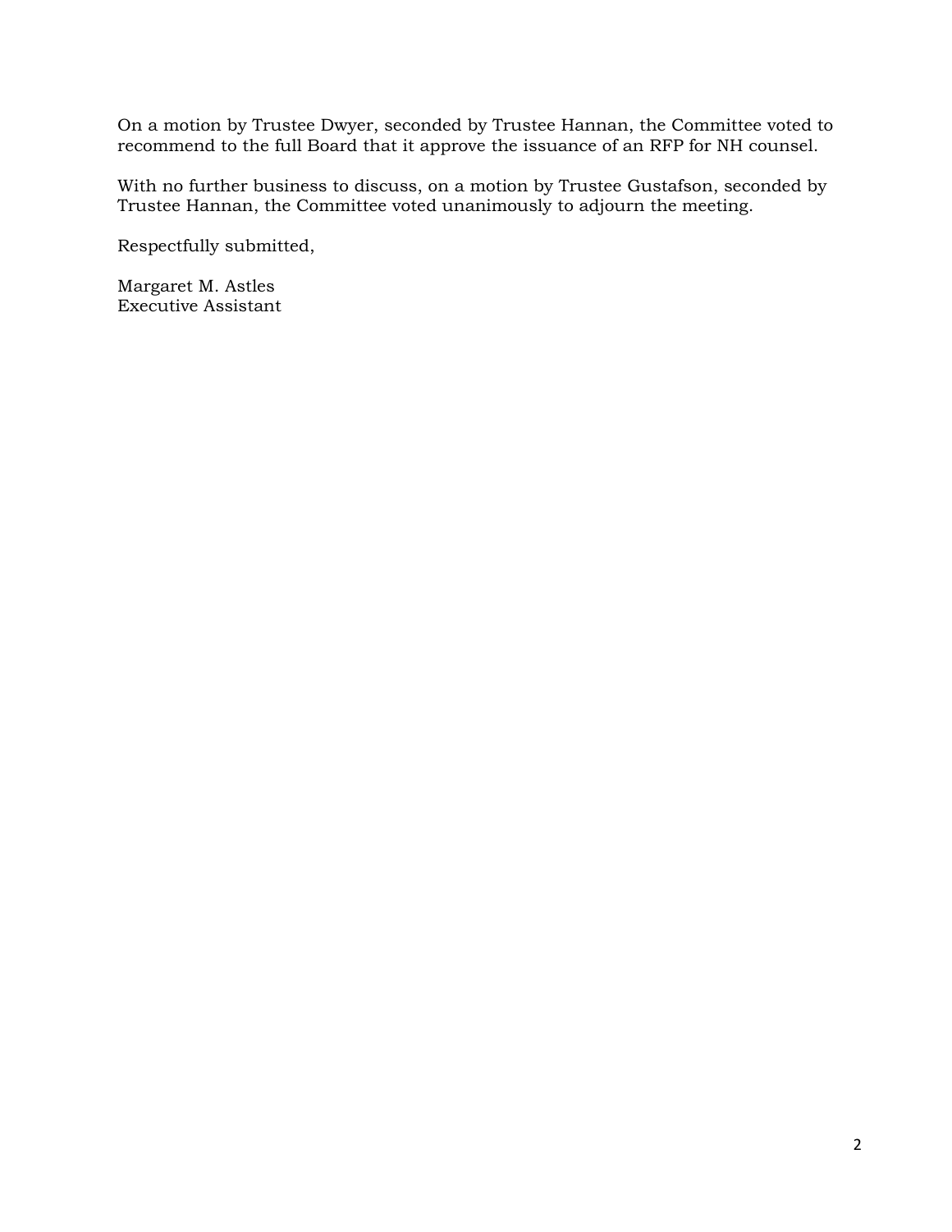On a motion by Trustee Dwyer, seconded by Trustee Hannan, the Committee voted to recommend to the full Board that it approve the issuance of an RFP for NH counsel.

With no further business to discuss, on a motion by Trustee Gustafson, seconded by Trustee Hannan, the Committee voted unanimously to adjourn the meeting.

Respectfully submitted,

Margaret M. Astles  
Executive Assistant